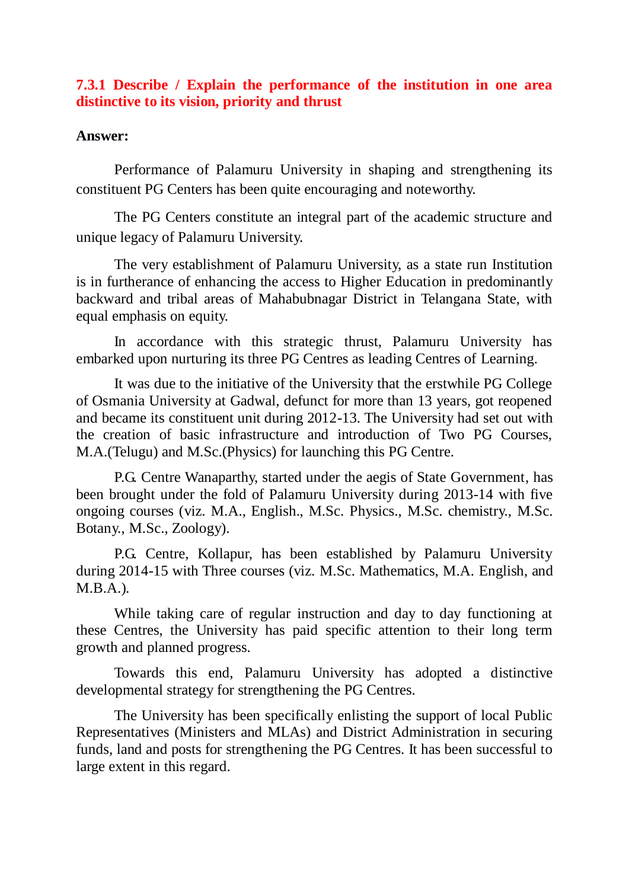### 7.3.1 Describe / Explain the performance of the institution in one area distinctive to its vision, priority and thrust

**Answer:**

Performance of Palamuru University in shaping and strengthening its constituent PG Centers has been quite encouraging and noteworthy.

The PG Centers constitute an integral part of the academic structure and unique legacy of Palamuru University.

The very establishment of Palamuru University, as a state run Institution is in furtherance of enhancing the access to Higher Education in predominantly backward and tribal areas of Mahabubnagar District in Telangana State, with equal emphasis on equity.

In accordance with this strategic thrust, Palamuru University has embarked upon nurturing its three PG Centres as leading Centres of Learning.

It was due to the initiative of the University that the erstwhile PG College of Osmania University at Gadwal, defunct for more than 13 years, got reopened and became its constituent unit during 2012-13. The University had set out with the creation of basic infrastructure and introduction of Two PG Courses, M.A.(Telugu) and M.Sc.(Physics) for launching this PG Centre.

P.G. Centre Wanaparthy, started under the aegis of State Government, has been brought under the fold of Palamuru University during 2013-14 with five ongoing courses (viz. M.A., English., M.Sc. Physics., M.Sc. chemistry., M.Sc. Botany., M.Sc., Zoology).

P.G. Centre, Kollapur, has been established by Palamuru University during 2014-15 with Three courses (viz. M.Sc. Mathematics, M.A. English, and M.B.A.).

While taking care of regular instruction and day to day functioning at these Centres, the University has paid specific attention to their long term growth and planned progress.

Towards this end, Palamuru University has adopted a distinctive developmental strategy for strengthening the PG Centres.

The University has been specifically enlisting the support of local Public Representatives (Ministers and MLAs) and District Administration in securing funds, land and posts for strengthening the PG Centres. It has been successful to large extent in this regard.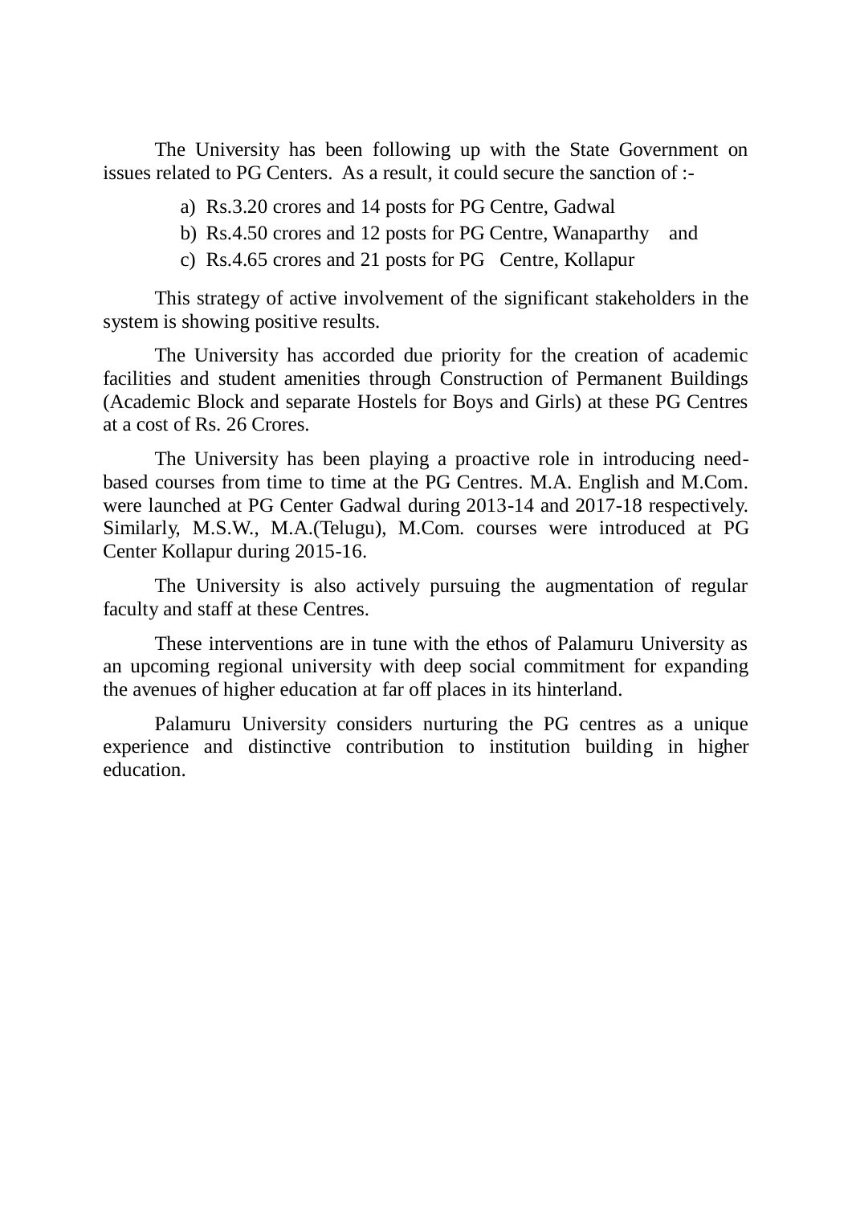The University has been following up with the State Government on issues related to PG Centers. As a result, it could secure the sanction of :-

a) Rs.3.20 crores and 14 posts for PG Centre, Gadwal
b) Rs.4.50 crores and 12 posts for PG Centre, Wanaparthy and
c) Rs.4.65 crores and 21 posts for PG Centre, Kollapur

This strategy of active involvement of the significant stakeholders in the system is showing positive results.

The University has accorded due priority for the creation of academic facilities and student amenities through Construction of Permanent Buildings (Academic Block and separate Hostels for Boys and Girls) at these PG Centres at a cost of Rs. 26 Crores.

The University has been playing a proactive role in introducing need-based courses from time to time at the PG Centres. M.A. English and M.Com. were launched at PG Center Gadwal during 2013-14 and 2017-18 respectively. Similarly, M.S.W., M.A.(Telugu), M.Com. courses were introduced at PG Center Kollapur during 2015-16.

The University is also actively pursuing the augmentation of regular faculty and staff at these Centres.

These interventions are in tune with the ethos of Palamuru University as an upcoming regional university with deep social commitment for expanding the avenues of higher education at far off places in its hinterland.

Palamuru University considers nurturing the PG centres as a unique experience and distinctive contribution to institution building in higher education.